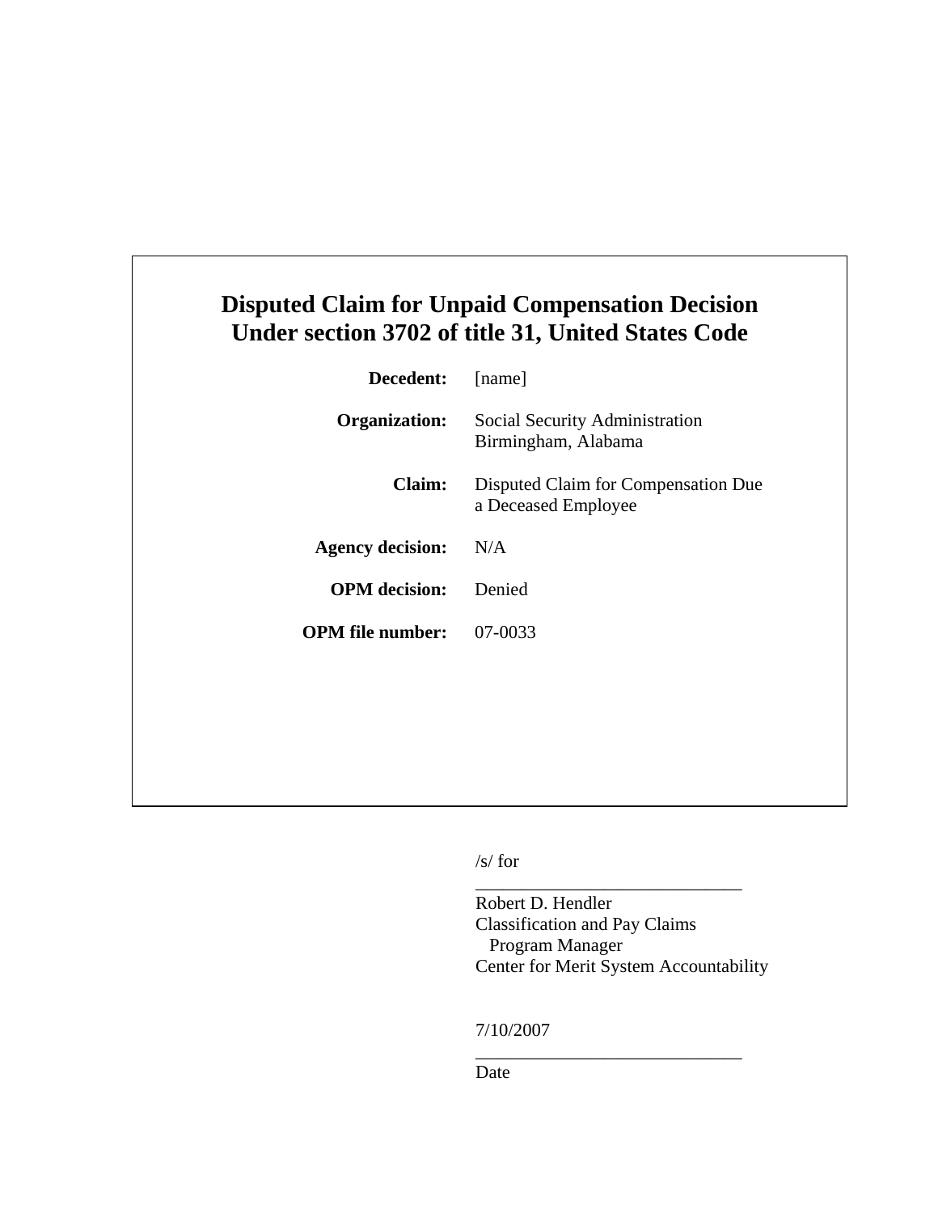# Disputed Claim for Unpaid Compensation Decision
# Under section 3702 of title 31, United States Code

| | |
|---|---|
| **Decedent:** | [name] |
| **Organization:** | Social Security Administration<br>Birmingham, Alabama |
| **Claim:** | Disputed Claim for Compensation Due a Deceased Employee |
| **Agency decision:** | N/A |
| **OPM decision:** | Denied |
| **OPM file number:** | 07-0033 |

/s/ for

_____________________________

Robert D. Hendler
Classification and Pay Claims
Program Manager
Center for Merit System Accountability

7/10/2007

_____________________________

Date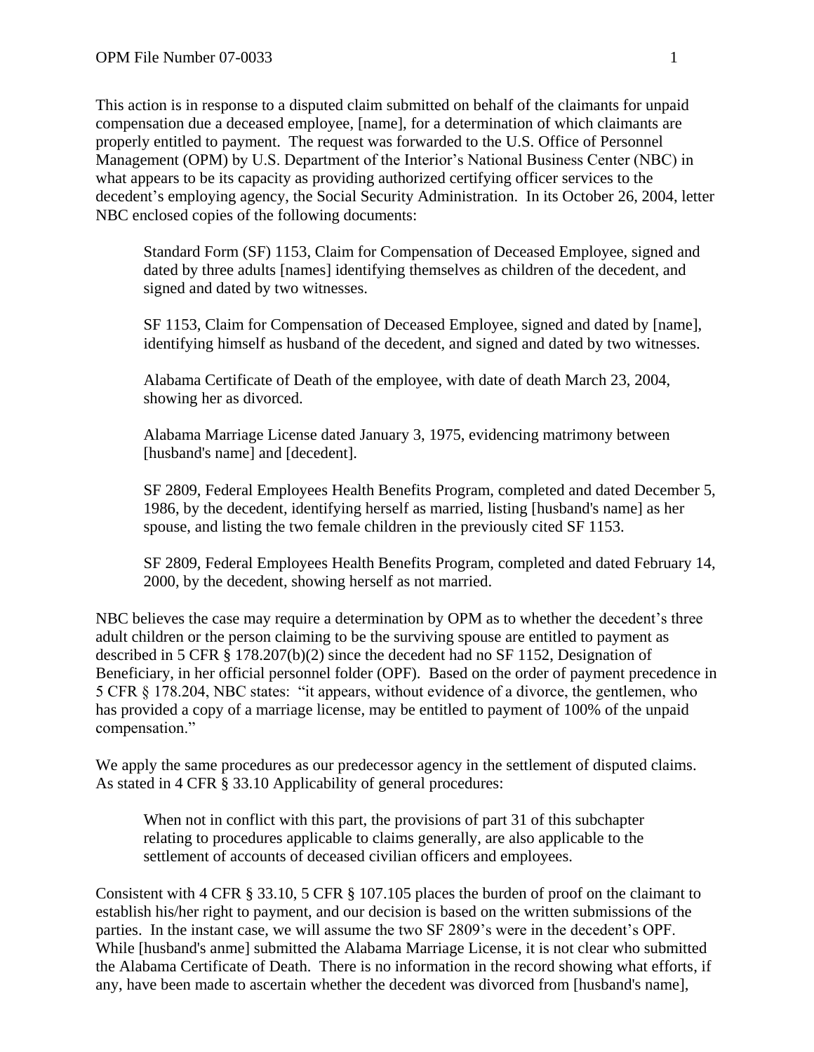This action is in response to a disputed claim submitted on behalf of the claimants for unpaid compensation due a deceased employee, [name], for a determination of which claimants are properly entitled to payment. The request was forwarded to the U.S. Office of Personnel Management (OPM) by U.S. Department of the Interior's National Business Center (NBC) in what appears to be its capacity as providing authorized certifying officer services to the decedent's employing agency, the Social Security Administration. In its October 26, 2004, letter NBC enclosed copies of the following documents:

> Standard Form (SF) 1153, Claim for Compensation of Deceased Employee, signed and dated by three adults [names] identifying themselves as children of the decedent, and signed and dated by two witnesses.
>
> SF 1153, Claim for Compensation of Deceased Employee, signed and dated by [name], identifying himself as husband of the decedent, and signed and dated by two witnesses.
>
> Alabama Certificate of Death of the employee, with date of death March 23, 2004, showing her as divorced.
>
> Alabama Marriage License dated January 3, 1975, evidencing matrimony between [husband's name] and [decedent].
>
> SF 2809, Federal Employees Health Benefits Program, completed and dated December 5, 1986, by the decedent, identifying herself as married, listing [husband's name] as her spouse, and listing the two female children in the previously cited SF 1153.
>
> SF 2809, Federal Employees Health Benefits Program, completed and dated February 14, 2000, by the decedent, showing herself as not married.

NBC believes the case may require a determination by OPM as to whether the decedent's three adult children or the person claiming to be the surviving spouse are entitled to payment as described in 5 CFR § 178.207(b)(2) since the decedent had no SF 1152, Designation of Beneficiary, in her official personnel folder (OPF). Based on the order of payment precedence in 5 CFR § 178.204, NBC states: "it appears, without evidence of a divorce, the gentlemen, who has provided a copy of a marriage license, may be entitled to payment of 100% of the unpaid compensation."

We apply the same procedures as our predecessor agency in the settlement of disputed claims. As stated in 4 CFR § 33.10 Applicability of general procedures:

> When not in conflict with this part, the provisions of part 31 of this subchapter relating to procedures applicable to claims generally, are also applicable to the settlement of accounts of deceased civilian officers and employees.

Consistent with 4 CFR § 33.10, 5 CFR § 107.105 places the burden of proof on the claimant to establish his/her right to payment, and our decision is based on the written submissions of the parties. In the instant case, we will assume the two SF 2809's were in the decedent's OPF. While [husband's anme] submitted the Alabama Marriage License, it is not clear who submitted the Alabama Certificate of Death. There is no information in the record showing what efforts, if any, have been made to ascertain whether the decedent was divorced from [husband's name],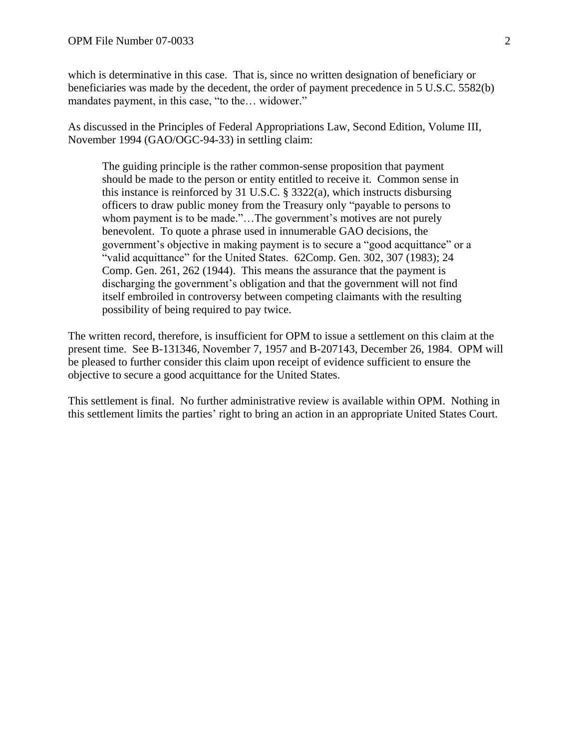which is determinative in this case. That is, since no written designation of beneficiary or beneficiaries was made by the decedent, the order of payment precedence in 5 U.S.C. 5582(b) mandates payment, in this case, "to the… widower."

As discussed in the Principles of Federal Appropriations Law, Second Edition, Volume III, November 1994 (GAO/OGC-94-33) in settling claim:

> The guiding principle is the rather common-sense proposition that payment should be made to the person or entity entitled to receive it. Common sense in this instance is reinforced by 31 U.S.C. § 3322(a), which instructs disbursing officers to draw public money from the Treasury only "payable to persons to whom payment is to be made."…The government's motives are not purely benevolent. To quote a phrase used in innumerable GAO decisions, the government's objective in making payment is to secure a "good acquittance" or a "valid acquittance" for the United States. 62Comp. Gen. 302, 307 (1983); 24 Comp. Gen. 261, 262 (1944). This means the assurance that the payment is discharging the government's obligation and that the government will not find itself embroiled in controversy between competing claimants with the resulting possibility of being required to pay twice.

The written record, therefore, is insufficient for OPM to issue a settlement on this claim at the present time. See B-131346, November 7, 1957 and B-207143, December 26, 1984. OPM will be pleased to further consider this claim upon receipt of evidence sufficient to ensure the objective to secure a good acquittance for the United States.

This settlement is final. No further administrative review is available within OPM. Nothing in this settlement limits the parties' right to bring an action in an appropriate United States Court.